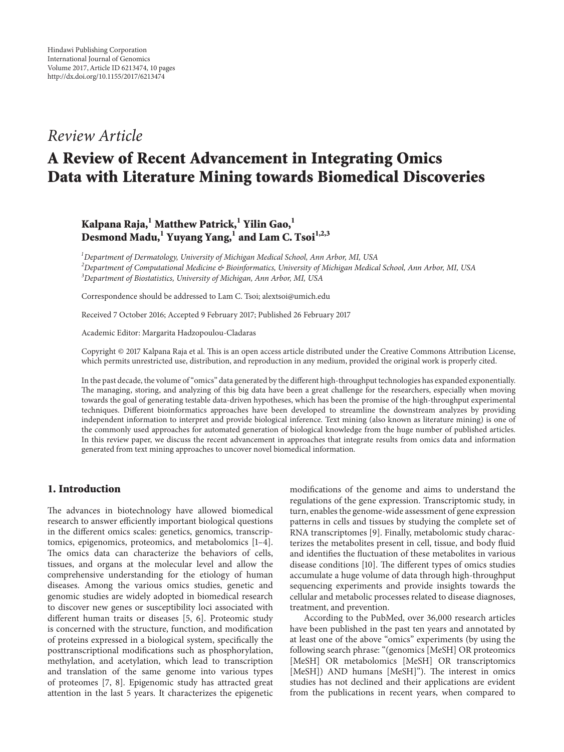Hindawi Publishing Corporation
International Journal of Genomics
Volume 2017, Article ID 6213474, 10 pages
http://dx.doi.org/10.1155/2017/6213474

*Review Article*

# A Review of Recent Advancement in Integrating Omics Data with Literature Mining towards Biomedical Discoveries

**Kalpana Raja,[1] Matthew Patrick,[1] Yilin Gao,[1] Desmond Madu,[1] Yuyang Yang,[1] and Lam C. Tsoi[1,2,3]**

[1]*Department of Dermatology, University of Michigan Medical School, Ann Arbor, MI, USA*
[2]*Department of Computational Medicine & Bioinformatics, University of Michigan Medical School, Ann Arbor, MI, USA*
[3]*Department of Biostatistics, University of Michigan, Ann Arbor, MI, USA*

Correspondence should be addressed to Lam C. Tsoi; alextsoi@umich.edu

Received 7 October 2016; Accepted 9 February 2017; Published 26 February 2017

Academic Editor: Margarita Hadzopoulou-Cladaras

Copyright © 2017 Kalpana Raja et al. This is an open access article distributed under the Creative Commons Attribution License, which permits unrestricted use, distribution, and reproduction in any medium, provided the original work is properly cited.

In the past decade, the volume of "omics" data generated by the different high-throughput technologies has expanded exponentially. The managing, storing, and analyzing of this big data have been a great challenge for the researchers, especially when moving towards the goal of generating testable data-driven hypotheses, which has been the promise of the high-throughput experimental techniques. Different bioinformatics approaches have been developed to streamline the downstream analyzes by providing independent information to interpret and provide biological inference. Text mining (also known as literature mining) is one of the commonly used approaches for automated generation of biological knowledge from the huge number of published articles. In this review paper, we discuss the recent advancement in approaches that integrate results from omics data and information generated from text mining approaches to uncover novel biomedical information.

## 1. Introduction

The advances in biotechnology have allowed biomedical research to answer efficiently important biological questions in the different omics scales: genetics, genomics, transcriptomics, epigenomics, proteomics, and metabolomics [1–4]. The omics data can characterize the behaviors of cells, tissues, and organs at the molecular level and allow the comprehensive understanding for the etiology of human diseases. Among the various omics studies, genetic and genomic studies are widely adopted in biomedical research to discover new genes or susceptibility loci associated with different human traits or diseases [5, 6]. Proteomic study is concerned with the structure, function, and modification of proteins expressed in a biological system, specifically the posttranscriptional modifications such as phosphorylation, methylation, and acetylation, which lead to transcription and translation of the same genome into various types of proteomes [7, 8]. Epigenomic study has attracted great attention in the last 5 years. It characterizes the epigenetic modifications of the genome and aims to understand the regulations of the gene expression. Transcriptomic study, in turn, enables the genome-wide assessment of gene expression patterns in cells and tissues by studying the complete set of RNA transcriptomes [9]. Finally, metabolomic study characterizes the metabolites present in cell, tissue, and body fluid and identifies the fluctuation of these metabolites in various disease conditions [10]. The different types of omics studies accumulate a huge volume of data through high-throughput sequencing experiments and provide insights towards the cellular and metabolic processes related to disease diagnoses, treatment, and prevention.

According to the PubMed, over 36,000 research articles have been published in the past ten years and annotated by at least one of the above "omics" experiments (by using the following search phrase: "(genomics [MeSH] OR proteomics [MeSH] OR metabolomics [MeSH] OR transcriptomics [MeSH]) AND humans [MeSH]"). The interest in omics studies has not declined and their applications are evident from the publications in recent years, when compared to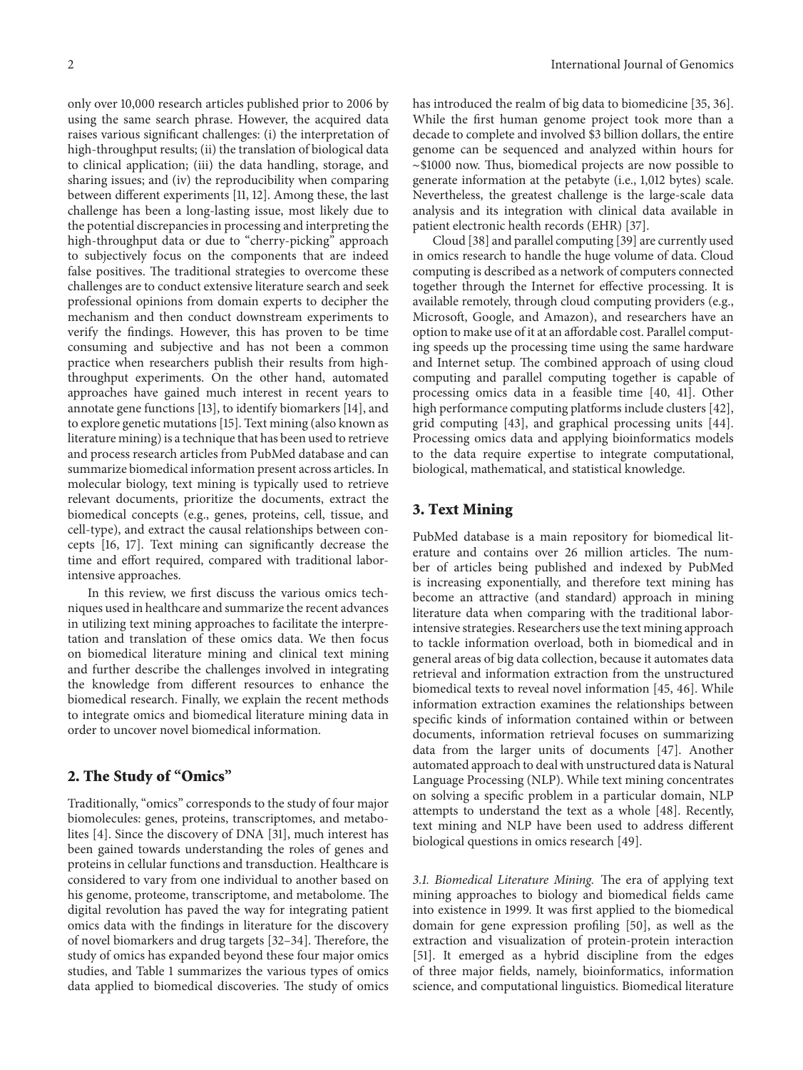only over 10,000 research articles published prior to 2006 by using the same search phrase. However, the acquired data raises various significant challenges: (i) the interpretation of high-throughput results; (ii) the translation of biological data to clinical application; (iii) the data handling, storage, and sharing issues; and (iv) the reproducibility when comparing between different experiments [11, 12]. Among these, the last challenge has been a long-lasting issue, most likely due to the potential discrepancies in processing and interpreting the high-throughput data or due to "cherry-picking" approach to subjectively focus on the components that are indeed false positives. The traditional strategies to overcome these challenges are to conduct extensive literature search and seek professional opinions from domain experts to decipher the mechanism and then conduct downstream experiments to verify the findings. However, this has proven to be time consuming and subjective and has not been a common practice when researchers publish their results from high-throughput experiments. On the other hand, automated approaches have gained much interest in recent years to annotate gene functions [13], to identify biomarkers [14], and to explore genetic mutations [15]. Text mining (also known as literature mining) is a technique that has been used to retrieve and process research articles from PubMed database and can summarize biomedical information present across articles. In molecular biology, text mining is typically used to retrieve relevant documents, prioritize the documents, extract the biomedical concepts (e.g., genes, proteins, cell, tissue, and cell-type), and extract the causal relationships between concepts [16, 17]. Text mining can significantly decrease the time and effort required, compared with traditional labor-intensive approaches.

In this review, we first discuss the various omics techniques used in healthcare and summarize the recent advances in utilizing text mining approaches to facilitate the interpretation and translation of these omics data. We then focus on biomedical literature mining and clinical text mining and further describe the challenges involved in integrating the knowledge from different resources to enhance the biomedical research. Finally, we explain the recent methods to integrate omics and biomedical literature mining data in order to uncover novel biomedical information.

## 2. The Study of "Omics"

Traditionally, "omics" corresponds to the study of four major biomolecules: genes, proteins, transcriptomes, and metabolites [4]. Since the discovery of DNA [31], much interest has been gained towards understanding the roles of genes and proteins in cellular functions and transduction. Healthcare is considered to vary from one individual to another based on his genome, proteome, transcriptome, and metabolome. The digital revolution has paved the way for integrating patient omics data with the findings in literature for the discovery of novel biomarkers and drug targets [32–34]. Therefore, the study of omics has expanded beyond these four major omics studies, and Table 1 summarizes the various types of omics data applied to biomedical discoveries. The study of omics has introduced the realm of big data to biomedicine [35, 36]. While the first human genome project took more than a decade to complete and involved \$3 billion dollars, the entire genome can be sequenced and analyzed within hours for ~\$1000 now. Thus, biomedical projects are now possible to generate information at the petabyte (i.e., 1,012 bytes) scale. Nevertheless, the greatest challenge is the large-scale data analysis and its integration with clinical data available in patient electronic health records (EHR) [37].

Cloud [38] and parallel computing [39] are currently used in omics research to handle the huge volume of data. Cloud computing is described as a network of computers connected together through the Internet for effective processing. It is available remotely, through cloud computing providers (e.g., Microsoft, Google, and Amazon), and researchers have an option to make use of it at an affordable cost. Parallel computing speeds up the processing time using the same hardware and Internet setup. The combined approach of using cloud computing and parallel computing together is capable of processing omics data in a feasible time [40, 41]. Other high performance computing platforms include clusters [42], grid computing [43], and graphical processing units [44]. Processing omics data and applying bioinformatics models to the data require expertise to integrate computational, biological, mathematical, and statistical knowledge.

## 3. Text Mining

PubMed database is a main repository for biomedical literature and contains over 26 million articles. The number of articles being published and indexed by PubMed is increasing exponentially, and therefore text mining has become an attractive (and standard) approach in mining literature data when comparing with the traditional labor-intensive strategies. Researchers use the text mining approach to tackle information overload, both in biomedical and in general areas of big data collection, because it automates data retrieval and information extraction from the unstructured biomedical texts to reveal novel information [45, 46]. While information extraction examines the relationships between specific kinds of information contained within or between documents, information retrieval focuses on summarizing data from the larger units of documents [47]. Another automated approach to deal with unstructured data is Natural Language Processing (NLP). While text mining concentrates on solving a specific problem in a particular domain, NLP attempts to understand the text as a whole [48]. Recently, text mining and NLP have been used to address different biological questions in omics research [49].

*3.1. Biomedical Literature Mining.* The era of applying text mining approaches to biology and biomedical fields came into existence in 1999. It was first applied to the biomedical domain for gene expression profiling [50], as well as the extraction and visualization of protein-protein interaction [51]. It emerged as a hybrid discipline from the edges of three major fields, namely, bioinformatics, information science, and computational linguistics. Biomedical literature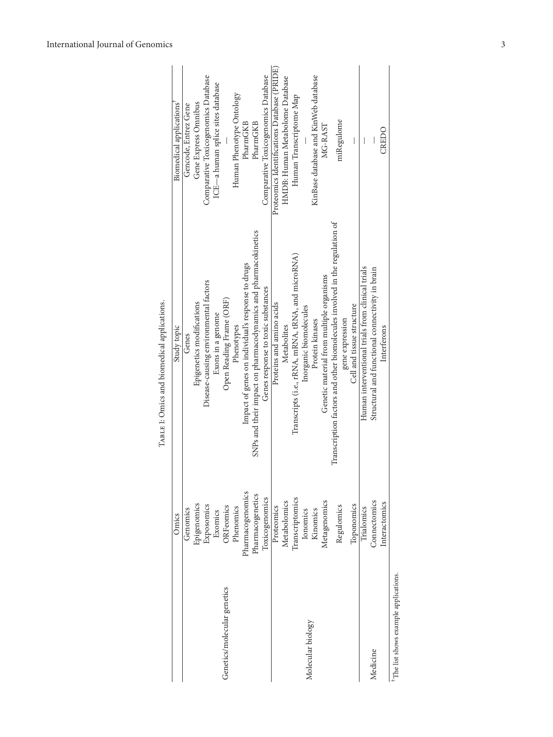Table 1: Omics and biomedical applications.

| | Omics | Study topic | Biomedical applications[†] |
|---|---|---|---|
| Genetics/molecular genetics | Genomics | Genes | Gencode, Entrez Gene |
| | Epigenomics | Epigenetics modifications | Gene Express Omnibus |
| | Exposomics | Disease-causing environmental factors | Comparative Toxicogenomics Database |
| | Exomics | Exons in a genome | ICE—a human splice sites database |
| | ORFeomics | Open Reading Frame (ORF) | — |
| | Phenomics | Phenotypes | Human Phenotype Ontology |
| | Pharmacogenomics | Impact of genes on individual's response to drugs | PharmGKB |
| | Pharmacogenetics | SNPs and their impact on pharmacodynamics and pharmacokinetics | PharmGKB |
| | Toxicogenomics | Genes response to toxic substances | Comparative Toxicogenomics Database |
| Molecular biology | Proteomics | Proteins and amino acids | Proteomics Identifications Database (PRIDE) |
| | Metabolomics | Metabolites | HMDB: Human Metabolome Database |
| | Transcriptomics | Transcripts (i.e., rRNA, mRNA, tRNA, and microRNA) | Human Transcriptome Map |
| | Ionomics | Inorganic biomolecules | — |
| | Kinomics | Protein kinases | KinBase database and KinWeb database |
| | Metagenomics | Genetic material from multiple organisms | MG-RAST |
| | Regulomics | Transcription factors and other biomolecules involved in the regulation of gene expression | miRegulome |
| | Toponomics | Cell and tissue structure | — |
| Medicine | Trialomics | Human interventional trials from clinical trials | — |
| | Connectomics | Structural and functional connectivity in brain | — |
| | Interactomics | Interferons | CREDO |

[†]The list shows example applications.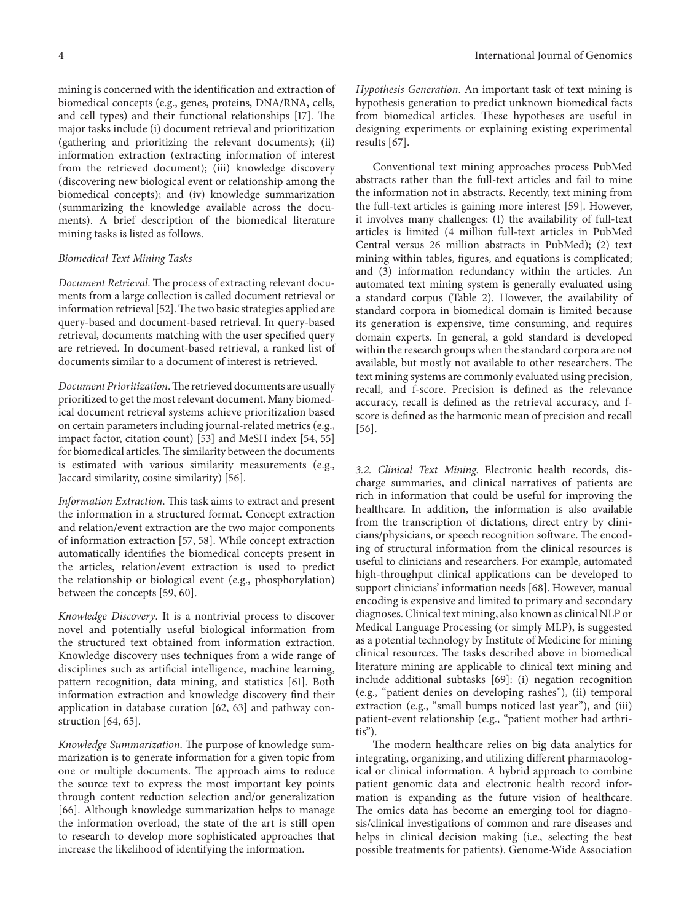mining is concerned with the identification and extraction of biomedical concepts (e.g., genes, proteins, DNA/RNA, cells, and cell types) and their functional relationships [17]. The major tasks include (i) document retrieval and prioritization (gathering and prioritizing the relevant documents); (ii) information extraction (extracting information of interest from the retrieved document); (iii) knowledge discovery (discovering new biological event or relationship among the biomedical concepts); and (iv) knowledge summarization (summarizing the knowledge available across the documents). A brief description of the biomedical literature mining tasks is listed as follows.

*Biomedical Text Mining Tasks*

*Document Retrieval*. The process of extracting relevant documents from a large collection is called document retrieval or information retrieval [52]. The two basic strategies applied are query-based and document-based retrieval. In query-based retrieval, documents matching with the user specified query are retrieved. In document-based retrieval, a ranked list of documents similar to a document of interest is retrieved.

*Document Prioritization*. The retrieved documents are usually prioritized to get the most relevant document. Many biomedical document retrieval systems achieve prioritization based on certain parameters including journal-related metrics (e.g., impact factor, citation count) [53] and MeSH index [54, 55] for biomedical articles. The similarity between the documents is estimated with various similarity measurements (e.g., Jaccard similarity, cosine similarity) [56].

*Information Extraction*. This task aims to extract and present the information in a structured format. Concept extraction and relation/event extraction are the two major components of information extraction [57, 58]. While concept extraction automatically identifies the biomedical concepts present in the articles, relation/event extraction is used to predict the relationship or biological event (e.g., phosphorylation) between the concepts [59, 60].

*Knowledge Discovery*. It is a nontrivial process to discover novel and potentially useful biological information from the structured text obtained from information extraction. Knowledge discovery uses techniques from a wide range of disciplines such as artificial intelligence, machine learning, pattern recognition, data mining, and statistics [61]. Both information extraction and knowledge discovery find their application in database curation [62, 63] and pathway construction [64, 65].

*Knowledge Summarization*. The purpose of knowledge summarization is to generate information for a given topic from one or multiple documents. The approach aims to reduce the source text to express the most important key points through content reduction selection and/or generalization [66]. Although knowledge summarization helps to manage the information overload, the state of the art is still open to research to develop more sophisticated approaches that increase the likelihood of identifying the information.

*Hypothesis Generation*. An important task of text mining is hypothesis generation to predict unknown biomedical facts from biomedical articles. These hypotheses are useful in designing experiments or explaining existing experimental results [67].

Conventional text mining approaches process PubMed abstracts rather than the full-text articles and fail to mine the information not in abstracts. Recently, text mining from the full-text articles is gaining more interest [59]. However, it involves many challenges: (1) the availability of full-text articles is limited (4 million full-text articles in PubMed Central versus 26 million abstracts in PubMed); (2) text mining within tables, figures, and equations is complicated; and (3) information redundancy within the articles. An automated text mining system is generally evaluated using a standard corpus (Table 2). However, the availability of standard corpora in biomedical domain is limited because its generation is expensive, time consuming, and requires domain experts. In general, a gold standard is developed within the research groups when the standard corpora are not available, but mostly not available to other researchers. The text mining systems are commonly evaluated using precision, recall, and f-score. Precision is defined as the relevance accuracy, recall is defined as the retrieval accuracy, and f-score is defined as the harmonic mean of precision and recall [56].

### 3.2. Clinical Text Mining

Electronic health records, discharge summaries, and clinical narratives of patients are rich in information that could be useful for improving the healthcare. In addition, the information is also available from the transcription of dictations, direct entry by clinicians/physicians, or speech recognition software. The encoding of structural information from the clinical resources is useful to clinicians and researchers. For example, automated high-throughput clinical applications can be developed to support clinicians' information needs [68]. However, manual encoding is expensive and limited to primary and secondary diagnoses. Clinical text mining, also known as clinical NLP or Medical Language Processing (or simply MLP), is suggested as a potential technology by Institute of Medicine for mining clinical resources. The tasks described above in biomedical literature mining are applicable to clinical text mining and include additional subtasks [69]: (i) negation recognition (e.g., "patient denies on developing rashes"), (ii) temporal extraction (e.g., "small bumps noticed last year"), and (iii) patient-event relationship (e.g., "patient mother had arthritis").

The modern healthcare relies on big data analytics for integrating, organizing, and utilizing different pharmacological or clinical information. A hybrid approach to combine patient genomic data and electronic health record information is expanding as the future vision of healthcare. The omics data has become an emerging tool for diagnosis/clinical investigations of common and rare diseases and helps in clinical decision making (i.e., selecting the best possible treatments for patients). Genome-Wide Association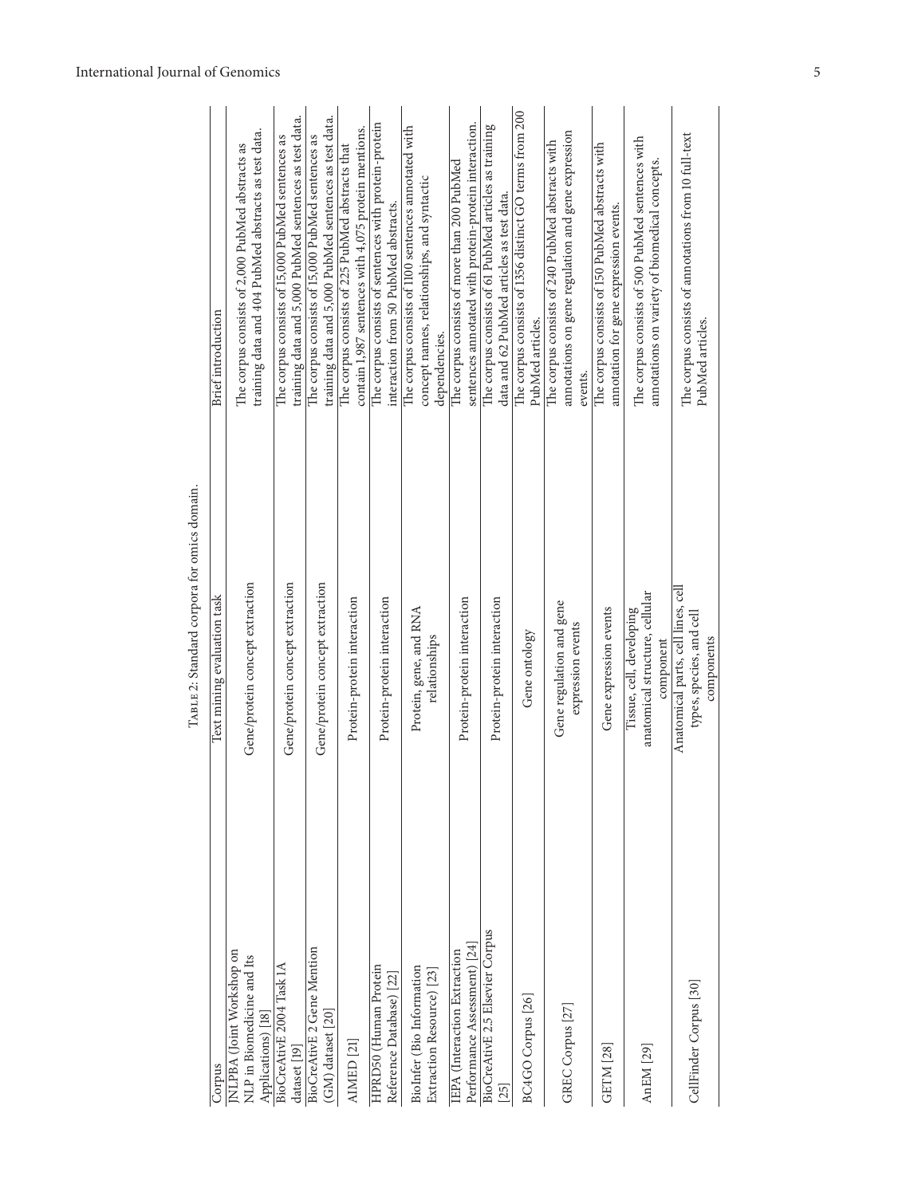Table 2: Standard corpora for omics domain.

| Corpus | Text mining evaluation task | Brief introduction |
| --- | --- | --- |
| JNLPBA (Joint Workshop on NLP in Biomedicine and Its Applications) [18] | Gene/protein concept extraction | The corpus consists of 2,000 PubMed abstracts as training data and 404 PubMed abstracts as test data. |
| BioCreAtivE 2004 Task 1A dataset [19] | Gene/protein concept extraction | The corpus consists of 15,000 PubMed sentences as training data and 5,000 PubMed sentences as test data. |
| BioCreAtivE 2 Gene Mention (GM) dataset [20] | Gene/protein concept extraction | The corpus consists of 15,000 PubMed sentences as training data and 5,000 PubMed sentences as test data. |
| AIMED [21] | Protein-protein interaction | The corpus consists of 225 PubMed abstracts that contain 1,987 sentences with 4,075 protein mentions. |
| HPRD50 (Human Protein Reference Database) [22] | Protein-protein interaction | The corpus consists of sentences with protein-protein interaction from 50 PubMed abstracts. |
| BioInfer (Bio Information Extraction Resource) [23] | Protein, gene, and RNA relationships | The corpus consists of 1100 sentences annotated with concept names, relationships, and syntactic dependencies. |
| IEPA (Interaction Extraction Performance Assessment) [24] | Protein-protein interaction | The corpus consists of more than 200 PubMed sentences annotated with protein-protein interaction. |
| BioCreAtivE 2.5 Elsevier Corpus [25] | Protein-protein interaction | The corpus consists of 61 PubMed articles as training data and 62 PubMed articles as test data. |
| BC4GO Corpus [26] | Gene ontology | The corpus consists of 1356 distinct GO terms from 200 PubMed articles. |
| GREC Corpus [27] | Gene regulation and gene expression events | The corpus consists of 240 PubMed abstracts with annotations on gene regulation and gene expression events. |
| GETM [28] | Gene expression events | The corpus consists of 150 PubMed abstracts with annotation for gene expression events. |
| AnEM [29] | Tissue, cell, developing anatomical structure, cellular component | The corpus consists of 500 PubMed sentences with annotations on variety of biomedical concepts. |
| CellFinder Corpus [30] | Anatomical parts, cell lines, cell types, species, and cell components | The corpus consists of annotations from 10 full-text PubMed articles. |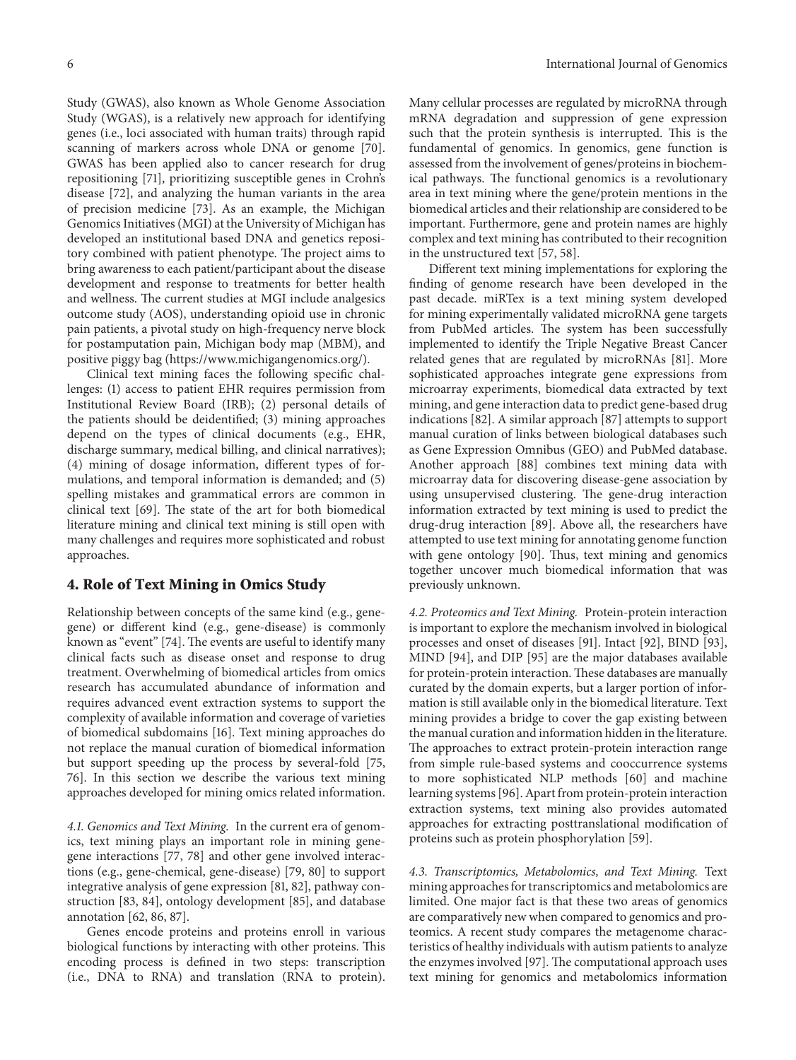Study (GWAS), also known as Whole Genome Association Study (WGAS), is a relatively new approach for identifying genes (i.e., loci associated with human traits) through rapid scanning of markers across whole DNA or genome [70]. GWAS has been applied also to cancer research for drug repositioning [71], prioritizing susceptible genes in Crohn's disease [72], and analyzing the human variants in the area of precision medicine [73]. As an example, the Michigan Genomics Initiatives (MGI) at the University of Michigan has developed an institutional based DNA and genetics repository combined with patient phenotype. The project aims to bring awareness to each patient/participant about the disease development and response to treatments for better health and wellness. The current studies at MGI include anlagesics outcome study (AOS), understanding opioid use in chronic pain patients, a pivotal study on high-frequency nerve block for postamputation pain, Michigan body map (MBM), and positive piggy bag (https://www.michigangenomics.org/).

Clinical text mining faces the following specific challenges: (1) access to patient EHR requires permission from Institutional Review Board (IRB); (2) personal details of the patients should be deidentified; (3) mining approaches depend on the types of clinical documents (e.g., EHR, discharge summary, medical billing, and clinical narratives); (4) mining of dosage information, different types of formulations, and temporal information is demanded; and (5) spelling mistakes and grammatical errors are common in clinical text [69]. The state of the art for both biomedical literature mining and clinical text mining is still open with many challenges and requires more sophisticated and robust approaches.

## 4. Role of Text Mining in Omics Study

Relationship between concepts of the same kind (e.g., gene-gene) or different kind (e.g., gene-disease) is commonly known as "event" [74]. The events are useful to identify many clinical facts such as disease onset and response to drug treatment. Overwhelming of biomedical articles from omics research has accumulated abundance of information and requires advanced event extraction systems to support the complexity of available information and coverage of varieties of biomedical subdomains [16]. Text mining approaches do not replace the manual curation of biomedical information but support speeding up the process by several-fold [75, 76]. In this section we describe the various text mining approaches developed for mining omics related information.

*4.1. Genomics and Text Mining.* In the current era of genomics, text mining plays an important role in mining gene-gene interactions [77, 78] and other gene involved interactions (e.g., gene-chemical, gene-disease) [79, 80] to support integrative analysis of gene expression [81, 82], pathway construction [83, 84], ontology development [85], and database annotation [62, 86, 87].

Genes encode proteins and proteins enroll in various biological functions by interacting with other proteins. This encoding process is defined in two steps: transcription (i.e., DNA to RNA) and translation (RNA to protein). Many cellular processes are regulated by microRNA through mRNA degradation and suppression of gene expression such that the protein synthesis is interrupted. This is the fundamental of genomics. In genomics, gene function is assessed from the involvement of genes/proteins in biochemical pathways. The functional genomics is a revolutionary area in text mining where the gene/protein mentions in the biomedical articles and their relationship are considered to be important. Furthermore, gene and protein names are highly complex and text mining has contributed to their recognition in the unstructured text [57, 58].

Different text mining implementations for exploring the finding of genome research have been developed in the past decade. miRTex is a text mining system developed for mining experimentally validated microRNA gene targets from PubMed articles. The system has been successfully implemented to identify the Triple Negative Breast Cancer related genes that are regulated by microRNAs [81]. More sophisticated approaches integrate gene expressions from microarray experiments, biomedical data extracted by text mining, and gene interaction data to predict gene-based drug indications [82]. A similar approach [87] attempts to support manual curation of links between biological databases such as Gene Expression Omnibus (GEO) and PubMed database. Another approach [88] combines text mining data with microarray data for discovering disease-gene association by using unsupervised clustering. The gene-drug interaction information extracted by text mining is used to predict the drug-drug interaction [89]. Above all, the researchers have attempted to use text mining for annotating genome function with gene ontology [90]. Thus, text mining and genomics together uncover much biomedical information that was previously unknown.

*4.2. Proteomics and Text Mining.* Protein-protein interaction is important to explore the mechanism involved in biological processes and onset of diseases [91]. Intact [92], BIND [93], MIND [94], and DIP [95] are the major databases available for protein-protein interaction. These databases are manually curated by the domain experts, but a larger portion of information is still available only in the biomedical literature. Text mining provides a bridge to cover the gap existing between the manual curation and information hidden in the literature. The approaches to extract protein-protein interaction range from simple rule-based systems and cooccurrence systems to more sophisticated NLP methods [60] and machine learning systems [96]. Apart from protein-protein interaction extraction systems, text mining also provides automated approaches for extracting posttranslational modification of proteins such as protein phosphorylation [59].

*4.3. Transcriptomics, Metabolomics, and Text Mining.* Text mining approaches for transcriptomics and metabolomics are limited. One major fact is that these two areas of genomics are comparatively new when compared to genomics and proteomics. A recent study compares the metagenome characteristics of healthy individuals with autism patients to analyze the enzymes involved [97]. The computational approach uses text mining for genomics and metabolomics information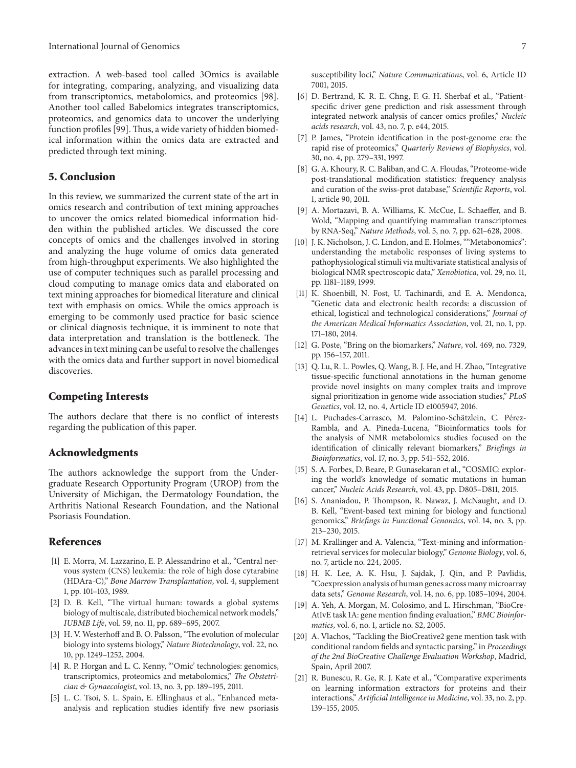extraction. A web-based tool called 3Omics is available for integrating, comparing, analyzing, and visualizing data from transcriptomics, metabolomics, and proteomics [98]. Another tool called Babelomics integrates transcriptomics, proteomics, and genomics data to uncover the underlying function profiles [99]. Thus, a wide variety of hidden biomedical information within the omics data are extracted and predicted through text mining.

## 5. Conclusion

In this review, we summarized the current state of the art in omics research and contribution of text mining approaches to uncover the omics related biomedical information hidden within the published articles. We discussed the core concepts of omics and the challenges involved in storing and analyzing the huge volume of omics data generated from high-throughput experiments. We also highlighted the use of computer techniques such as parallel processing and cloud computing to manage omics data and elaborated on text mining approaches for biomedical literature and clinical text with emphasis on omics. While the omics approach is emerging to be commonly used practice for basic science or clinical diagnosis technique, it is imminent to note that data interpretation and translation is the bottleneck. The advances in text mining can be useful to resolve the challenges with the omics data and further support in novel biomedical discoveries.

## Competing Interests

The authors declare that there is no conflict of interests regarding the publication of this paper.

## Acknowledgments

The authors acknowledge the support from the Undergraduate Research Opportunity Program (UROP) from the University of Michigan, the Dermatology Foundation, the Arthritis National Research Foundation, and the National Psoriasis Foundation.

## References

[1] E. Morra, M. Lazzarino, E. P. Alessandrino et al., "Central nervous system (CNS) leukemia: the role of high dose cytarabine (HDAra-C)," *Bone Marrow Transplantation*, vol. 4, supplement 1, pp. 101–103, 1989.

[2] D. B. Kell, "The virtual human: towards a global systems biology of multiscale, distributed biochemical network models," *IUBMB Life*, vol. 59, no. 11, pp. 689–695, 2007.

[3] H. V. Westerhoff and B. O. Palsson, "The evolution of molecular biology into systems biology," *Nature Biotechnology*, vol. 22, no. 10, pp. 1249–1252, 2004.

[4] R. P. Horgan and L. C. Kenny, "'Omic' technologies: genomics, transcriptomics, proteomics and metabolomics," *The Obstetrician & Gynaecologist*, vol. 13, no. 3, pp. 189–195, 2011.

[5] L. C. Tsoi, S. L. Spain, E. Ellinghaus et al., "Enhanced meta-analysis and replication studies identify five new psoriasis susceptibility loci," *Nature Communications*, vol. 6, Article ID 7001, 2015.

[6] D. Bertrand, K. R. E. Chng, F. G. H. Sherbaf et al., "Patient-specific driver gene prediction and risk assessment through integrated network analysis of cancer omics profiles," *Nucleic acids research*, vol. 43, no. 7, p. e44, 2015.

[7] P. James, "Protein identification in the post-genome era: the rapid rise of proteomics," *Quarterly Reviews of Biophysics*, vol. 30, no. 4, pp. 279–331, 1997.

[8] G. A. Khoury, R. C. Baliban, and C. A. Floudas, "Proteome-wide post-translational modification statistics: frequency analysis and curation of the swiss-prot database," *Scientific Reports*, vol. 1, article 90, 2011.

[9] A. Mortazavi, B. A. Williams, K. McCue, L. Schaeffer, and B. Wold, "Mapping and quantifying mammalian transcriptomes by RNA-Seq," *Nature Methods*, vol. 5, no. 7, pp. 621–628, 2008.

[10] J. K. Nicholson, J. C. Lindon, and E. Holmes, ""Metabonomics": understanding the metabolic responses of living systems to pathophysiological stimuli via multivariate statistical analysis of biological NMR spectroscopic data," *Xenobiotica*, vol. 29, no. 11, pp. 1181–1189, 1999.

[11] K. Shoenbill, N. Fost, U. Tachinardi, and E. A. Mendonca, "Genetic data and electronic health records: a discussion of ethical, logistical and technological considerations," *Journal of the American Medical Informatics Association*, vol. 21, no. 1, pp. 171–180, 2014.

[12] G. Poste, "Bring on the biomarkers," *Nature*, vol. 469, no. 7329, pp. 156–157, 2011.

[13] Q. Lu, R. L. Powles, Q. Wang, B. J. He, and H. Zhao, "Integrative tissue-specific functional annotations in the human genome provide novel insights on many complex traits and improve signal prioritization in genome wide association studies," *PLoS Genetics*, vol. 12, no. 4, Article ID e1005947, 2016.

[14] L. Puchades-Carrasco, M. Palomino-Schätzlein, C. Pérez-Rambla, and A. Pineda-Lucena, "Bioinformatics tools for the analysis of NMR metabolomics studies focused on the identification of clinically relevant biomarkers," *Briefings in Bioinformatics*, vol. 17, no. 3, pp. 541–552, 2016.

[15] S. A. Forbes, D. Beare, P. Gunasekaran et al., "COSMIC: exploring the world's knowledge of somatic mutations in human cancer," *Nucleic Acids Research*, vol. 43, pp. D805–D811, 2015.

[16] S. Ananiadou, P. Thompson, R. Nawaz, J. McNaught, and D. B. Kell, "Event-based text mining for biology and functional genomics," *Briefings in Functional Genomics*, vol. 14, no. 3, pp. 213–230, 2015.

[17] M. Krallinger and A. Valencia, "Text-mining and information-retrieval services for molecular biology," *Genome Biology*, vol. 6, no. 7, article no. 224, 2005.

[18] H. K. Lee, A. K. Hsu, J. Sajdak, J. Qin, and P. Pavlidis, "Coexpression analysis of human genes across many microarray data sets," *Genome Research*, vol. 14, no. 6, pp. 1085–1094, 2004.

[19] A. Yeh, A. Morgan, M. Colosimo, and L. Hirschman, "BioCreAtIvE task 1A: gene mention finding evaluation," *BMC Bioinformatics*, vol. 6, no. 1, article no. S2, 2005.

[20] A. Vlachos, "Tackling the BioCreative2 gene mention task with conditional random fields and syntactic parsing," in *Proceedings of the 2nd BioCreative Challenge Evaluation Workshop*, Madrid, Spain, April 2007.

[21] R. Bunescu, R. Ge, R. J. Kate et al., "Comparative experiments on learning information extractors for proteins and their interactions," *Artificial Intelligence in Medicine*, vol. 33, no. 2, pp. 139–155, 2005.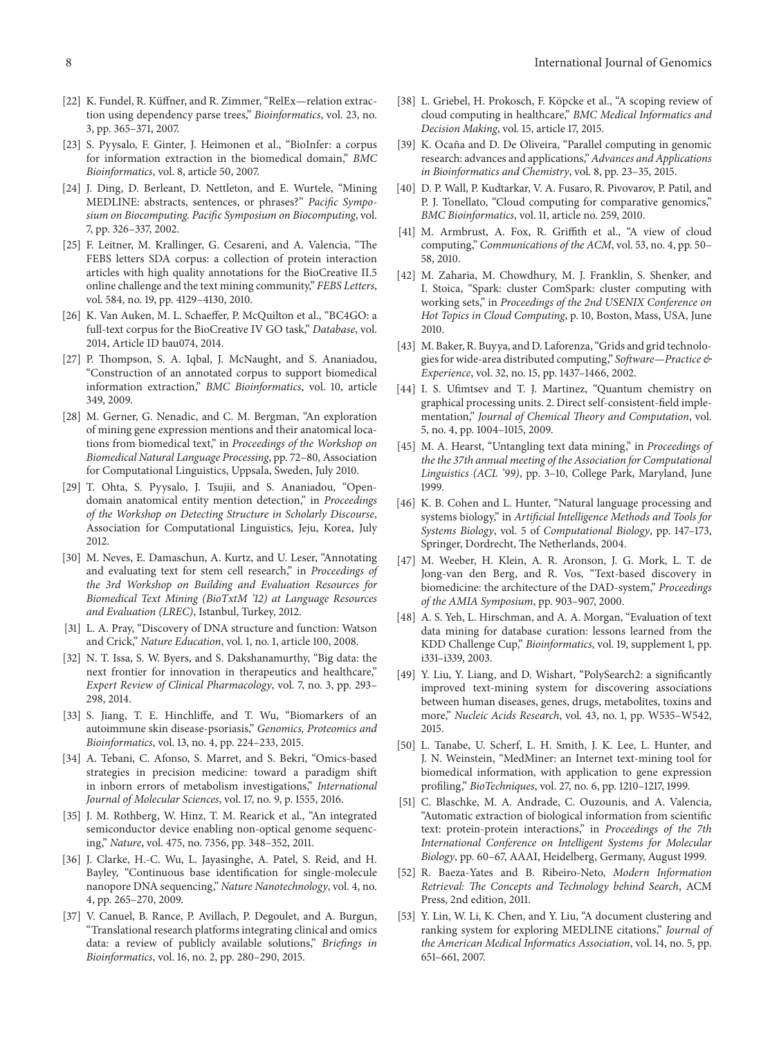[22] K. Fundel, R. Küffner, and R. Zimmer, "RelEx—relation extraction using dependency parse trees," *Bioinformatics*, vol. 23, no. 3, pp. 365–371, 2007.

[23] S. Pyysalo, F. Ginter, J. Heimonen et al., "BioInfer: a corpus for information extraction in the biomedical domain," *BMC Bioinformatics*, vol. 8, article 50, 2007.

[24] J. Ding, D. Berleant, D. Nettleton, and E. Wurtele, "Mining MEDLINE: abstracts, sentences, or phrases?" *Pacific Symposium on Biocomputing. Pacific Symposium on Biocomputing*, vol. 7, pp. 326–337, 2002.

[25] F. Leitner, M. Krallinger, G. Cesareni, and A. Valencia, "The FEBS letters SDA corpus: a collection of protein interaction articles with high quality annotations for the BioCreative II.5 online challenge and the text mining community," *FEBS Letters*, vol. 584, no. 19, pp. 4129–4130, 2010.

[26] K. Van Auken, M. L. Schaeffer, P. McQuilton et al., "BC4GO: a full-text corpus for the BioCreative IV GO task," *Database*, vol. 2014, Article ID bau074, 2014.

[27] P. Thompson, S. A. Iqbal, J. McNaught, and S. Ananiadou, "Construction of an annotated corpus to support biomedical information extraction," *BMC Bioinformatics*, vol. 10, article 349, 2009.

[28] M. Gerner, G. Nenadic, and C. M. Bergman, "An exploration of mining gene expression mentions and their anatomical locations from biomedical text," in *Proceedings of the Workshop on Biomedical Natural Language Processing*, pp. 72–80, Association for Computational Linguistics, Uppsala, Sweden, July 2010.

[29] T. Ohta, S. Pyysalo, J. Tsujii, and S. Ananiadou, "Open-domain anatomical entity mention detection," in *Proceedings of the Workshop on Detecting Structure in Scholarly Discourse*, Association for Computational Linguistics, Jeju, Korea, July 2012.

[30] M. Neves, E. Damaschun, A. Kurtz, and U. Leser, "Annotating and evaluating text for stem cell research," in *Proceedings of the 3rd Workshop on Building and Evaluation Resources for Biomedical Text Mining (BioTxtM '12) at Language Resources and Evaluation (LREC)*, Istanbul, Turkey, 2012.

[31] L. A. Pray, "Discovery of DNA structure and function: Watson and Crick," *Nature Education*, vol. 1, no. 1, article 100, 2008.

[32] N. T. Issa, S. W. Byers, and S. Dakshanamurthy, "Big data: the next frontier for innovation in therapeutics and healthcare," *Expert Review of Clinical Pharmacology*, vol. 7, no. 3, pp. 293–298, 2014.

[33] S. Jiang, T. E. Hinchliffe, and T. Wu, "Biomarkers of an autoimmune skin disease-psoriasis," *Genomics, Proteomics and Bioinformatics*, vol. 13, no. 4, pp. 224–233, 2015.

[34] A. Tebani, C. Afonso, S. Marret, and S. Bekri, "Omics-based strategies in precision medicine: toward a paradigm shift in inborn errors of metabolism investigations," *International Journal of Molecular Sciences*, vol. 17, no. 9, p. 1555, 2016.

[35] J. M. Rothberg, W. Hinz, T. M. Rearick et al., "An integrated semiconductor device enabling non-optical genome sequencing," *Nature*, vol. 475, no. 7356, pp. 348–352, 2011.

[36] J. Clarke, H.-C. Wu, L. Jayasinghe, A. Patel, S. Reid, and H. Bayley, "Continuous base identification for single-molecule nanopore DNA sequencing," *Nature Nanotechnology*, vol. 4, no. 4, pp. 265–270, 2009.

[37] V. Canuel, B. Rance, P. Avillach, P. Degoulet, and A. Burgun, "Translational research platforms integrating clinical and omics data: a review of publicly available solutions," *Briefings in Bioinformatics*, vol. 16, no. 2, pp. 280–290, 2015.

[38] L. Griebel, H. Prokosch, F. Köpcke et al., "A scoping review of cloud computing in healthcare," *BMC Medical Informatics and Decision Making*, vol. 15, article 17, 2015.

[39] K. Ocaña and D. De Oliveira, "Parallel computing in genomic research: advances and applications," *Advances and Applications in Bioinformatics and Chemistry*, vol. 8, pp. 23–35, 2015.

[40] D. P. Wall, P. Kudtarkar, V. A. Fusaro, R. Pivovarov, P. Patil, and P. J. Tonellato, "Cloud computing for comparative genomics," *BMC Bioinformatics*, vol. 11, article no. 259, 2010.

[41] M. Armbrust, A. Fox, R. Griffith et al., "A view of cloud computing," *Communications of the ACM*, vol. 53, no. 4, pp. 50–58, 2010.

[42] M. Zaharia, M. Chowdhury, M. J. Franklin, S. Shenker, and I. Stoica, "Spark: cluster ComSpark: cluster computing with working sets," in *Proceedings of the 2nd USENIX Conference on Hot Topics in Cloud Computing*, p. 10, Boston, Mass, USA, June 2010.

[43] M. Baker, R. Buyya, and D. Laforenza, "Grids and grid technologies for wide-area distributed computing," *Software—Practice & Experience*, vol. 32, no. 15, pp. 1437–1466, 2002.

[44] I. S. Ufimtsev and T. J. Martinez, "Quantum chemistry on graphical processing units. 2. Direct self-consistent-field implementation," *Journal of Chemical Theory and Computation*, vol. 5, no. 4, pp. 1004–1015, 2009.

[45] M. A. Hearst, "Untangling text data mining," in *Proceedings of the the 37th annual meeting of the Association for Computational Linguistics (ACL '99)*, pp. 3–10, College Park, Maryland, June 1999.

[46] K. B. Cohen and L. Hunter, "Natural language processing and systems biology," in *Artificial Intelligence Methods and Tools for Systems Biology*, vol. 5 of *Computational Biology*, pp. 147–173, Springer, Dordrecht, The Netherlands, 2004.

[47] M. Weeber, H. Klein, A. R. Aronson, J. G. Mork, L. T. de Jong-van den Berg, and R. Vos, "Text-based discovery in biomedicine: the architecture of the DAD-system," *Proceedings of the AMIA Symposium*, pp. 903–907, 2000.

[48] A. S. Yeh, L. Hirschman, and A. A. Morgan, "Evaluation of text data mining for database curation: lessons learned from the KDD Challenge Cup," *Bioinformatics*, vol. 19, supplement 1, pp. i331–i339, 2003.

[49] Y. Liu, Y. Liang, and D. Wishart, "PolySearch2: a significantly improved text-mining system for discovering associations between human diseases, genes, drugs, metabolites, toxins and more," *Nucleic Acids Research*, vol. 43, no. 1, pp. W535–W542, 2015.

[50] L. Tanabe, U. Scherf, L. H. Smith, J. K. Lee, L. Hunter, and J. N. Weinstein, "MedMiner: an Internet text-mining tool for biomedical information, with application to gene expression profiling," *BioTechniques*, vol. 27, no. 6, pp. 1210–1217, 1999.

[51] C. Blaschke, M. A. Andrade, C. Ouzounis, and A. Valencia, "Automatic extraction of biological information from scientific text: protein-protein interactions," in *Proceedings of the 7th International Conference on Intelligent Systems for Molecular Biology*, pp. 60–67, AAAI, Heidelberg, Germany, August 1999.

[52] R. Baeza-Yates and B. Ribeiro-Neto, *Modern Information Retrieval: The Concepts and Technology behind Search*, ACM Press, 2nd edition, 2011.

[53] Y. Lin, W. Li, K. Chen, and Y. Liu, "A document clustering and ranking system for exploring MEDLINE citations," *Journal of the American Medical Informatics Association*, vol. 14, no. 5, pp. 651–661, 2007.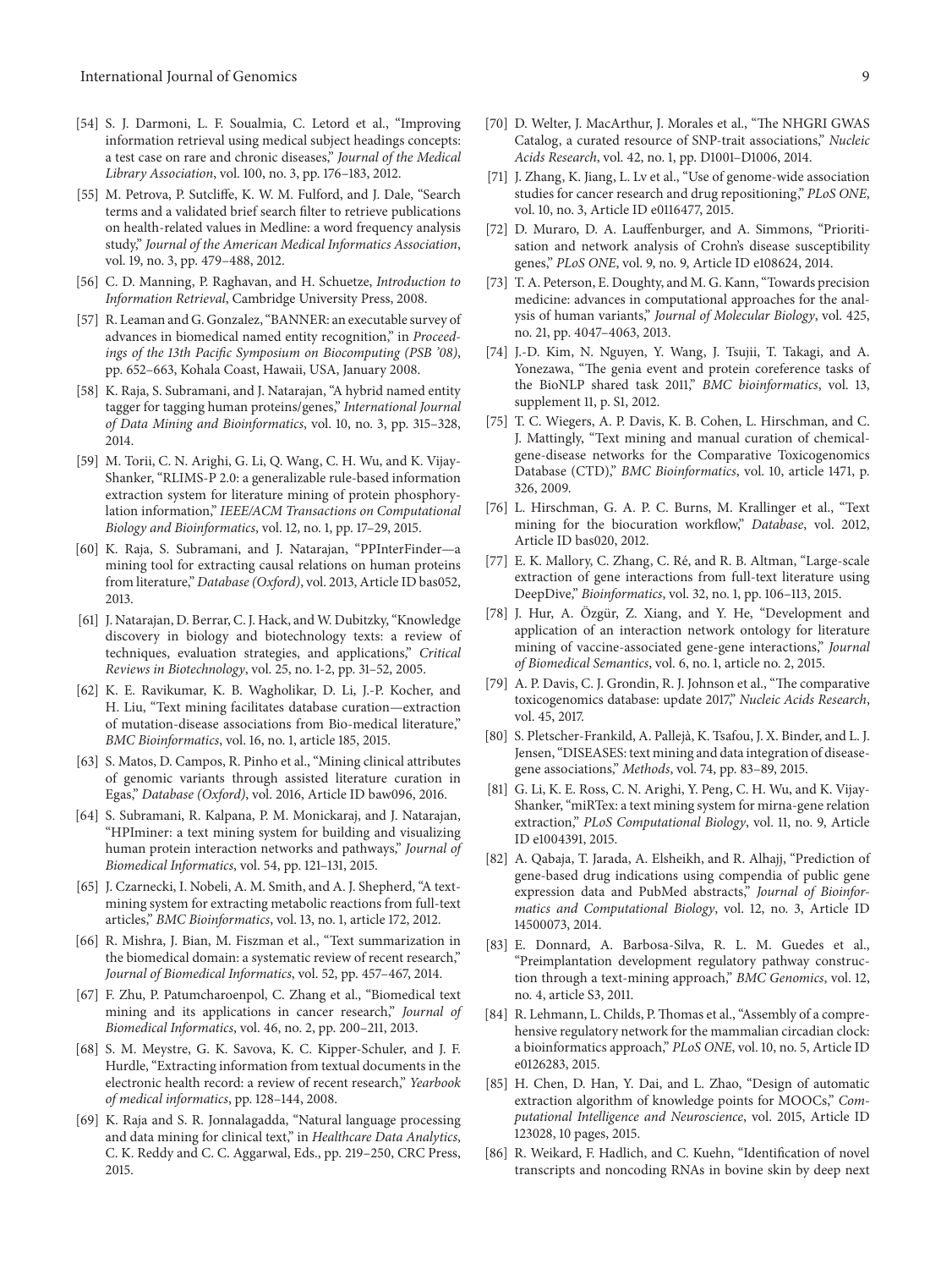[54] S. J. Darmoni, L. F. Soualmia, C. Letord et al., "Improving information retrieval using medical subject headings concepts: a test case on rare and chronic diseases," *Journal of the Medical Library Association*, vol. 100, no. 3, pp. 176–183, 2012.

[55] M. Petrova, P. Sutcliffe, K. W. M. Fulford, and J. Dale, "Search terms and a validated brief search filter to retrieve publications on health-related values in Medline: a word frequency analysis study," *Journal of the American Medical Informatics Association*, vol. 19, no. 3, pp. 479–488, 2012.

[56] C. D. Manning, P. Raghavan, and H. Schuetze, *Introduction to Information Retrieval*, Cambridge University Press, 2008.

[57] R. Leaman and G. Gonzalez, "BANNER: an executable survey of advances in biomedical named entity recognition," in *Proceedings of the 13th Pacific Symposium on Biocomputing (PSB '08)*, pp. 652–663, Kohala Coast, Hawaii, USA, January 2008.

[58] K. Raja, S. Subramani, and J. Natarajan, "A hybrid named entity tagger for tagging human proteins/genes," *International Journal of Data Mining and Bioinformatics*, vol. 10, no. 3, pp. 315–328, 2014.

[59] M. Torii, C. N. Arighi, G. Li, Q. Wang, C. H. Wu, and K. Vijay-Shanker, "RLIMS-P 2.0: a generalizable rule-based information extraction system for literature mining of protein phosphorylation information," *IEEE/ACM Transactions on Computational Biology and Bioinformatics*, vol. 12, no. 1, pp. 17–29, 2015.

[60] K. Raja, S. Subramani, and J. Natarajan, "PPInterFinder—a mining tool for extracting causal relations on human proteins from literature," *Database (Oxford)*, vol. 2013, Article ID bas052, 2013.

[61] J. Natarajan, D. Berrar, C. J. Hack, and W. Dubitzky, "Knowledge discovery in biology and biotechnology texts: a review of techniques, evaluation strategies, and applications," *Critical Reviews in Biotechnology*, vol. 25, no. 1-2, pp. 31–52, 2005.

[62] K. E. Ravikumar, K. B. Wagholikar, D. Li, J.-P. Kocher, and H. Liu, "Text mining facilitates database curation—extraction of mutation-disease associations from Bio-medical literature," *BMC Bioinformatics*, vol. 16, no. 1, article 185, 2015.

[63] S. Matos, D. Campos, R. Pinho et al., "Mining clinical attributes of genomic variants through assisted literature curation in Egas," *Database (Oxford)*, vol. 2016, Article ID baw096, 2016.

[64] S. Subramani, R. Kalpana, P. M. Monickaraj, and J. Natarajan, "HPIminer: a text mining system for building and visualizing human protein interaction networks and pathways," *Journal of Biomedical Informatics*, vol. 54, pp. 121–131, 2015.

[65] J. Czarnecki, I. Nobeli, A. M. Smith, and A. J. Shepherd, "A text-mining system for extracting metabolic reactions from full-text articles," *BMC Bioinformatics*, vol. 13, no. 1, article 172, 2012.

[66] R. Mishra, J. Bian, M. Fiszman et al., "Text summarization in the biomedical domain: a systematic review of recent research," *Journal of Biomedical Informatics*, vol. 52, pp. 457–467, 2014.

[67] F. Zhu, P. Patumcharoenpol, C. Zhang et al., "Biomedical text mining and its applications in cancer research," *Journal of Biomedical Informatics*, vol. 46, no. 2, pp. 200–211, 2013.

[68] S. M. Meystre, G. K. Savova, K. C. Kipper-Schuler, and J. F. Hurdle, "Extracting information from textual documents in the electronic health record: a review of recent research," *Yearbook of medical informatics*, pp. 128–144, 2008.

[69] K. Raja and S. R. Jonnalagadda, "Natural language processing and data mining for clinical text," in *Healthcare Data Analytics*, C. K. Reddy and C. C. Aggarwal, Eds., pp. 219–250, CRC Press, 2015.

[70] D. Welter, J. MacArthur, J. Morales et al., "The NHGRI GWAS Catalog, a curated resource of SNP-trait associations," *Nucleic Acids Research*, vol. 42, no. 1, pp. D1001–D1006, 2014.

[71] J. Zhang, K. Jiang, L. Lv et al., "Use of genome-wide association studies for cancer research and drug repositioning," *PLoS ONE*, vol. 10, no. 3, Article ID e0116477, 2015.

[72] D. Muraro, D. A. Lauffenburger, and A. Simmons, "Prioritisation and network analysis of Crohn's disease susceptibility genes," *PLoS ONE*, vol. 9, no. 9, Article ID e108624, 2014.

[73] T. A. Peterson, E. Doughty, and M. G. Kann, "Towards precision medicine: advances in computational approaches for the analysis of human variants," *Journal of Molecular Biology*, vol. 425, no. 21, pp. 4047–4063, 2013.

[74] J.-D. Kim, N. Nguyen, Y. Wang, J. Tsujii, T. Takagi, and A. Yonezawa, "The genia event and protein coreference tasks of the BioNLP shared task 2011," *BMC bioinformatics*, vol. 13, supplement 11, p. S1, 2012.

[75] T. C. Wiegers, A. P. Davis, K. B. Cohen, L. Hirschman, and C. J. Mattingly, "Text mining and manual curation of chemical-gene-disease networks for the Comparative Toxicogenomics Database (CTD)," *BMC Bioinformatics*, vol. 10, article 1471, p. 326, 2009.

[76] L. Hirschman, G. A. P. C. Burns, M. Krallinger et al., "Text mining for the biocuration workflow," *Database*, vol. 2012, Article ID bas020, 2012.

[77] E. K. Mallory, C. Zhang, C. Ré, and R. B. Altman, "Large-scale extraction of gene interactions from full-text literature using DeepDive," *Bioinformatics*, vol. 32, no. 1, pp. 106–113, 2015.

[78] J. Hur, A. Özgür, Z. Xiang, and Y. He, "Development and application of an interaction network ontology for literature mining of vaccine-associated gene-gene interactions," *Journal of Biomedical Semantics*, vol. 6, no. 1, article no. 2, 2015.

[79] A. P. Davis, C. J. Grondin, R. J. Johnson et al., "The comparative toxicogenomics database: update 2017," *Nucleic Acids Research*, vol. 45, 2017.

[80] S. Pletscher-Frankild, A. Pallejà, K. Tsafou, J. X. Binder, and L. J. Jensen, "DISEASES: text mining and data integration of disease-gene associations," *Methods*, vol. 74, pp. 83–89, 2015.

[81] G. Li, K. E. Ross, C. N. Arighi, Y. Peng, C. H. Wu, and K. Vijay-Shanker, "miRTex: a text mining system for mirna-gene relation extraction," *PLoS Computational Biology*, vol. 11, no. 9, Article ID e1004391, 2015.

[82] A. Qabaja, T. Jarada, A. Elsheikh, and R. Alhajj, "Prediction of gene-based drug indications using compendia of public gene expression data and PubMed abstracts," *Journal of Bioinformatics and Computational Biology*, vol. 12, no. 3, Article ID 14500073, 2014.

[83] E. Donnard, A. Barbosa-Silva, R. L. M. Guedes et al., "Preimplantation development regulatory pathway construction through a text-mining approach," *BMC Genomics*, vol. 12, no. 4, article S3, 2011.

[84] R. Lehmann, L. Childs, P. Thomas et al., "Assembly of a comprehensive regulatory network for the mammalian circadian clock: a bioinformatics approach," *PLoS ONE*, vol. 10, no. 5, Article ID e0126283, 2015.

[85] H. Chen, D. Han, Y. Dai, and L. Zhao, "Design of automatic extraction algorithm of knowledge points for MOOCs," *Computational Intelligence and Neuroscience*, vol. 2015, Article ID 123028, 10 pages, 2015.

[86] R. Weikard, F. Hadlich, and C. Kuehn, "Identification of novel transcripts and noncoding RNAs in bovine skin by deep next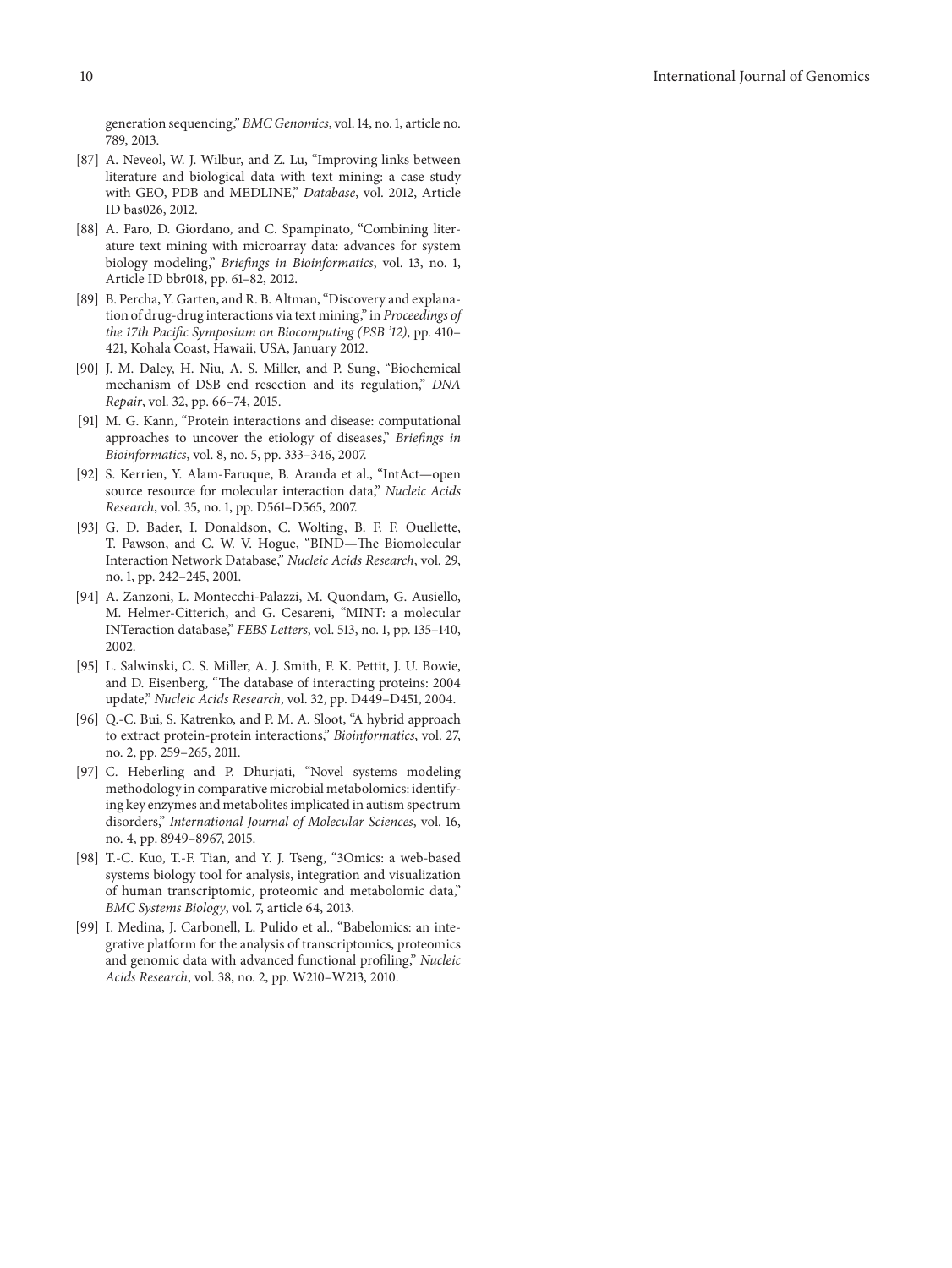generation sequencing," *BMC Genomics*, vol. 14, no. 1, article no. 789, 2013.

[87] A. Neveol, W. J. Wilbur, and Z. Lu, "Improving links between literature and biological data with text mining: a case study with GEO, PDB and MEDLINE," *Database*, vol. 2012, Article ID bas026, 2012.

[88] A. Faro, D. Giordano, and C. Spampinato, "Combining literature text mining with microarray data: advances for system biology modeling," *Briefings in Bioinformatics*, vol. 13, no. 1, Article ID bbr018, pp. 61–82, 2012.

[89] B. Percha, Y. Garten, and R. B. Altman, "Discovery and explanation of drug-drug interactions via text mining," in *Proceedings of the 17th Pacific Symposium on Biocomputing (PSB '12)*, pp. 410–421, Kohala Coast, Hawaii, USA, January 2012.

[90] J. M. Daley, H. Niu, A. S. Miller, and P. Sung, "Biochemical mechanism of DSB end resection and its regulation," *DNA Repair*, vol. 32, pp. 66–74, 2015.

[91] M. G. Kann, "Protein interactions and disease: computational approaches to uncover the etiology of diseases," *Briefings in Bioinformatics*, vol. 8, no. 5, pp. 333–346, 2007.

[92] S. Kerrien, Y. Alam-Faruque, B. Aranda et al., "IntAct—open source resource for molecular interaction data," *Nucleic Acids Research*, vol. 35, no. 1, pp. D561–D565, 2007.

[93] G. D. Bader, I. Donaldson, C. Wolting, B. F. F. Ouellette, T. Pawson, and C. W. V. Hogue, "BIND—The Biomolecular Interaction Network Database," *Nucleic Acids Research*, vol. 29, no. 1, pp. 242–245, 2001.

[94] A. Zanzoni, L. Montecchi-Palazzi, M. Quondam, G. Ausiello, M. Helmer-Citterich, and G. Cesareni, "MINT: a molecular INTeraction database," *FEBS Letters*, vol. 513, no. 1, pp. 135–140, 2002.

[95] L. Salwinski, C. S. Miller, A. J. Smith, F. K. Pettit, J. U. Bowie, and D. Eisenberg, "The database of interacting proteins: 2004 update," *Nucleic Acids Research*, vol. 32, pp. D449–D451, 2004.

[96] Q.-C. Bui, S. Katrenko, and P. M. A. Sloot, "A hybrid approach to extract protein-protein interactions," *Bioinformatics*, vol. 27, no. 2, pp. 259–265, 2011.

[97] C. Heberling and P. Dhurjati, "Novel systems modeling methodology in comparative microbial metabolomics: identifying key enzymes and metabolites implicated in autism spectrum disorders," *International Journal of Molecular Sciences*, vol. 16, no. 4, pp. 8949–8967, 2015.

[98] T.-C. Kuo, T.-F. Tian, and Y. J. Tseng, "3Omics: a web-based systems biology tool for analysis, integration and visualization of human transcriptomic, proteomic and metabolomic data," *BMC Systems Biology*, vol. 7, article 64, 2013.

[99] I. Medina, J. Carbonell, L. Pulido et al., "Babelomics: an integrative platform for the analysis of transcriptomics, proteomics and genomic data with advanced functional profiling," *Nucleic Acids Research*, vol. 38, no. 2, pp. W210–W213, 2010.